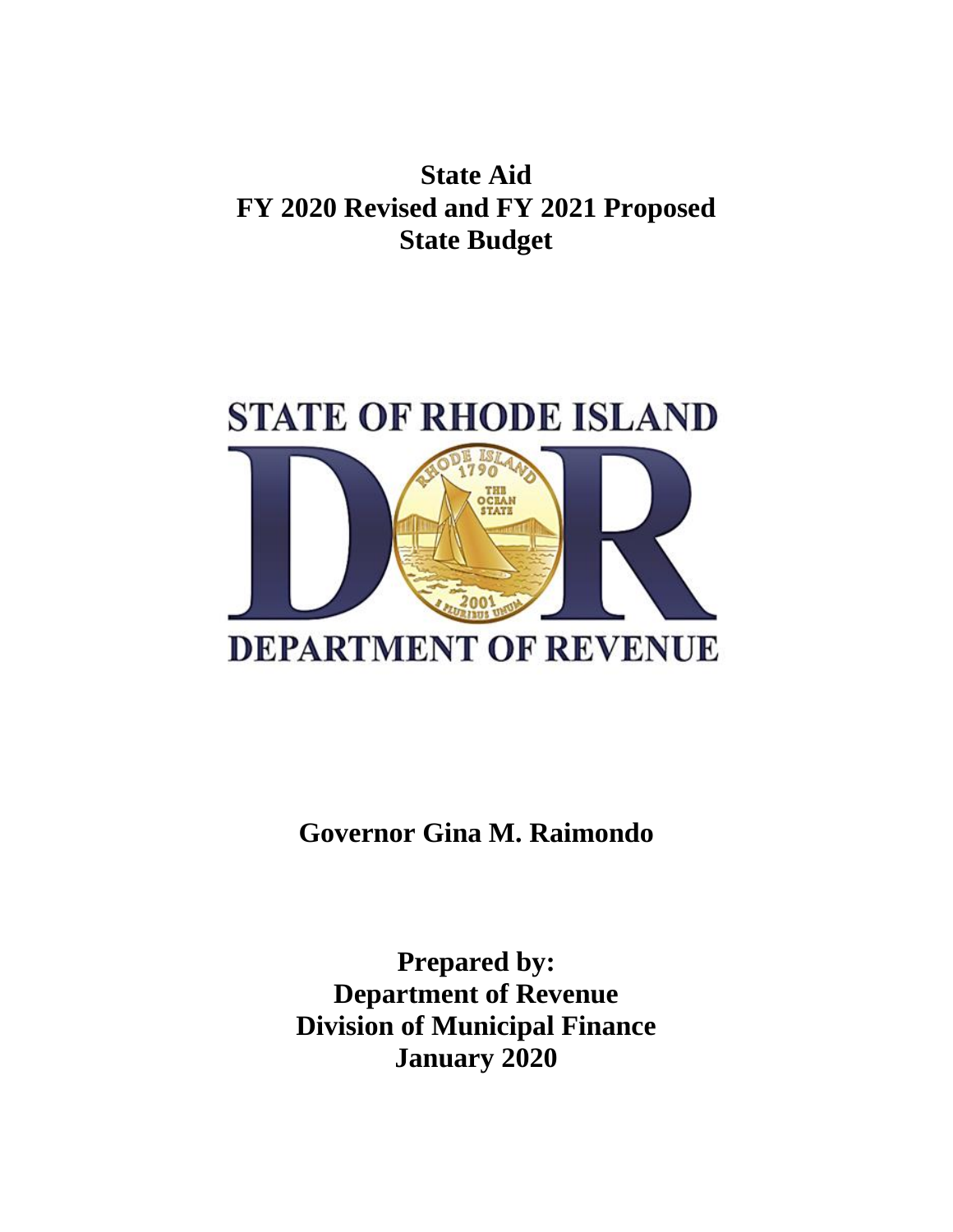# State Aid
# FY 2020 Revised and FY 2021 Proposed
# State Budget

**Governor Gina M. Raimondo**

**Prepared by:**
**Department of Revenue**
**Division of Municipal Finance**
**January 2020**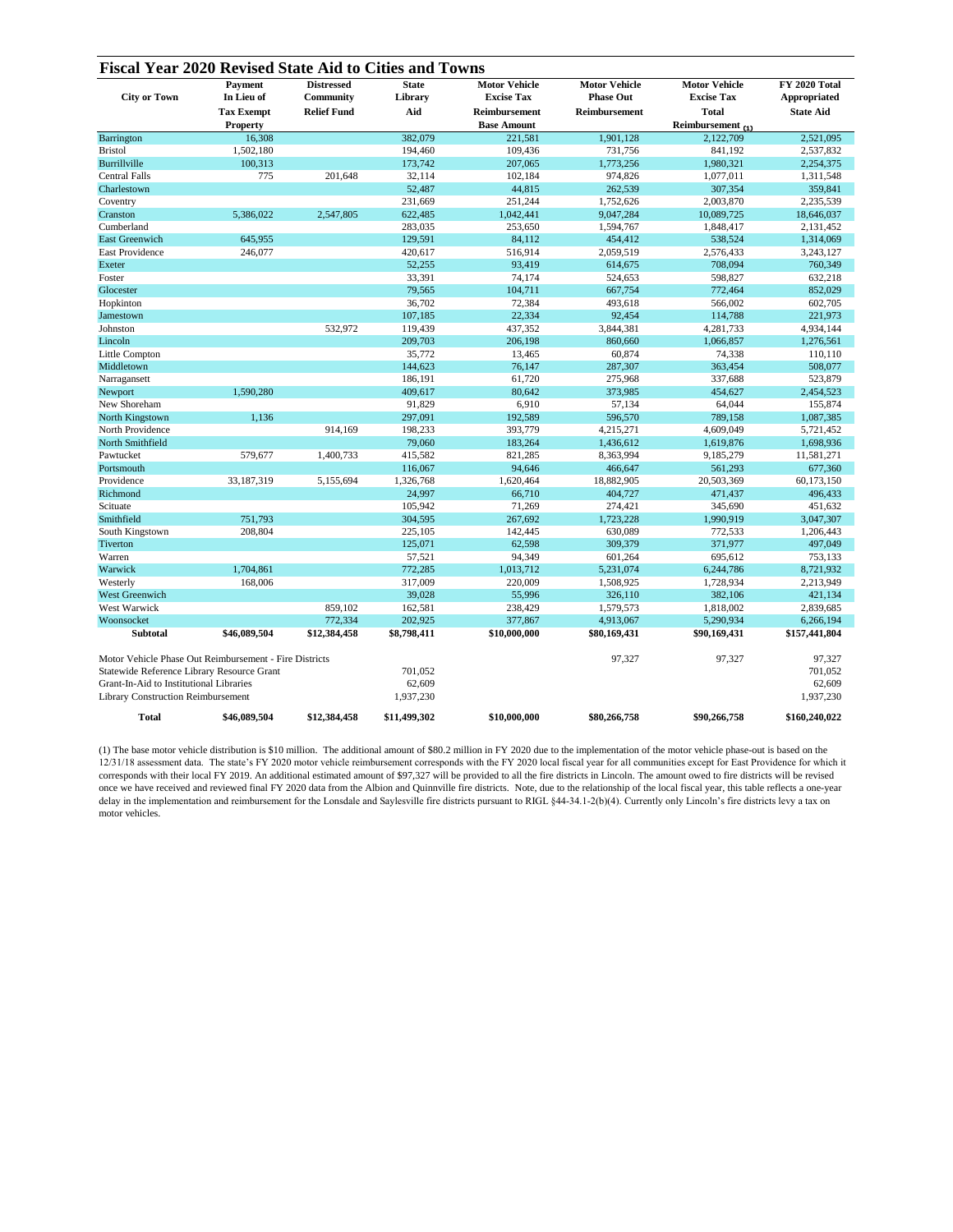## Fiscal Year 2020 Revised State Aid to Cities and Towns

| City or Town | Payment In Lieu of Tax Exempt Property | Distressed Community Relief Fund | State Library Aid | Motor Vehicle Excise Tax Reimbursement Base Amount | Motor Vehicle Phase Out Reimbursement | Motor Vehicle Excise Tax Total Reimbursement (1) | FY 2020 Total Appropriated State Aid |
|---|---|---|---|---|---|---|---|
| Barrington | 16,308 | | 382,079 | 221,581 | 1,901,128 | 2,122,709 | 2,521,095 |
| Bristol | 1,502,180 | | 194,460 | 109,436 | 731,756 | 841,192 | 2,537,832 |
| Burrillville | 100,313 | | 173,742 | 207,065 | 1,773,256 | 1,980,321 | 2,254,375 |
| Central Falls | 775 | 201,648 | 32,114 | 102,184 | 974,826 | 1,077,011 | 1,311,548 |
| Charlestown | | | 52,487 | 44,815 | 262,539 | 307,354 | 359,841 |
| Coventry | | | 231,669 | 251,244 | 1,752,626 | 2,003,870 | 2,235,539 |
| Cranston | 5,386,022 | 2,547,805 | 622,485 | 1,042,441 | 9,047,284 | 10,089,725 | 18,646,037 |
| Cumberland | | | 283,035 | 253,650 | 1,594,767 | 1,848,417 | 2,131,452 |
| East Greenwich | 645,955 | | 129,591 | 84,112 | 454,412 | 538,524 | 1,314,069 |
| East Providence | 246,077 | | 420,617 | 516,914 | 2,059,519 | 2,576,433 | 3,243,127 |
| Exeter | | | 52,255 | 93,419 | 614,675 | 708,094 | 760,349 |
| Foster | | | 33,391 | 74,174 | 524,653 | 598,827 | 632,218 |
| Glocester | | | 79,565 | 104,711 | 667,754 | 772,464 | 852,029 |
| Hopkinton | | | 36,702 | 72,384 | 493,618 | 566,002 | 602,705 |
| Jamestown | | | 107,185 | 22,334 | 92,454 | 114,788 | 221,973 |
| Johnston | | 532,972 | 119,439 | 437,352 | 3,844,381 | 4,281,733 | 4,934,144 |
| Lincoln | | | 209,703 | 206,198 | 860,660 | 1,066,857 | 1,276,561 |
| Little Compton | | | 35,772 | 13,465 | 60,874 | 74,338 | 110,110 |
| Middletown | | | 144,623 | 76,147 | 287,307 | 363,454 | 508,077 |
| Narragansett | | | 186,191 | 61,720 | 275,968 | 337,688 | 523,879 |
| Newport | 1,590,280 | | 409,617 | 80,642 | 373,985 | 454,627 | 2,454,523 |
| New Shoreham | | | 91,829 | 6,910 | 57,134 | 64,044 | 155,874 |
| North Kingstown | 1,136 | | 297,091 | 192,589 | 596,570 | 789,158 | 1,087,385 |
| North Providence | | 914,169 | 198,233 | 393,779 | 4,215,271 | 4,609,049 | 5,721,452 |
| North Smithfield | | | 79,060 | 183,264 | 1,436,612 | 1,619,876 | 1,698,936 |
| Pawtucket | 579,677 | 1,400,733 | 415,582 | 821,285 | 8,363,994 | 9,185,279 | 11,581,271 |
| Portsmouth | | | 116,067 | 94,646 | 466,647 | 561,293 | 677,360 |
| Providence | 33,187,319 | 5,155,694 | 1,326,768 | 1,620,464 | 18,882,905 | 20,503,369 | 60,173,150 |
| Richmond | | | 24,997 | 66,710 | 404,727 | 471,437 | 496,433 |
| Scituate | | | 105,942 | 71,269 | 274,421 | 345,690 | 451,632 |
| Smithfield | 751,793 | | 304,595 | 267,692 | 1,723,228 | 1,990,919 | 3,047,307 |
| South Kingstown | 208,804 | | 225,105 | 142,445 | 630,089 | 772,533 | 1,206,443 |
| Tiverton | | | 125,071 | 62,598 | 309,379 | 371,977 | 497,049 |
| Warren | | | 57,521 | 94,349 | 601,264 | 695,612 | 753,133 |
| Warwick | 1,704,861 | | 772,285 | 1,013,712 | 5,231,074 | 6,244,786 | 8,721,932 |
| Westerly | 168,006 | | 317,009 | 220,009 | 1,508,925 | 1,728,934 | 2,213,949 |
| West Greenwich | | | 39,028 | 55,996 | 326,110 | 382,106 | 421,134 |
| West Warwick | | 859,102 | 162,581 | 238,429 | 1,579,573 | 1,818,002 | 2,839,685 |
| Woonsocket | | 772,334 | 202,925 | 377,867 | 4,913,067 | 5,290,934 | 6,266,194 |
| **Subtotal** | **$46,089,504** | **$12,384,458** | **$8,798,411** | **$10,000,000** | **$80,169,431** | **$90,169,431** | **$157,441,804** |
| Motor Vehicle Phase Out Reimbursement - Fire Districts | | | | | 97,327 | 97,327 | 97,327 |
| Statewide Reference Library Resource Grant | | | 701,052 | | | | 701,052 |
| Grant-In-Aid to Institutional Libraries | | | 62,609 | | | | 62,609 |
| Library Construction Reimbursement | | | 1,937,230 | | | | 1,937,230 |
| **Total** | **$46,089,504** | **$12,384,458** | **$11,499,302** | **$10,000,000** | **$80,266,758** | **$90,266,758** | **$160,240,022** |

(1) The base motor vehicle distribution is $10 million. The additional amount of $80.2 million in FY 2020 due to the implementation of the motor vehicle phase-out is based on the 12/31/18 assessment data. The state's FY 2020 motor vehicle reimbursement corresponds with the FY 2020 local fiscal year for all communities except for East Providence for which it corresponds with their local FY 2019. An additional estimated amount of $97,327 will be provided to all the fire districts in Lincoln. The amount owed to fire districts will be revised once we have received and reviewed final FY 2020 data from the Albion and Quinnville fire districts. Note, due to the relationship of the local fiscal year, this table reflects a one-year delay in the implementation and reimbursement for the Lonsdale and Saylesville fire districts pursuant to RIGL §44-34.1-2(b)(4). Currently only Lincoln's fire districts levy a tax on motor vehicles.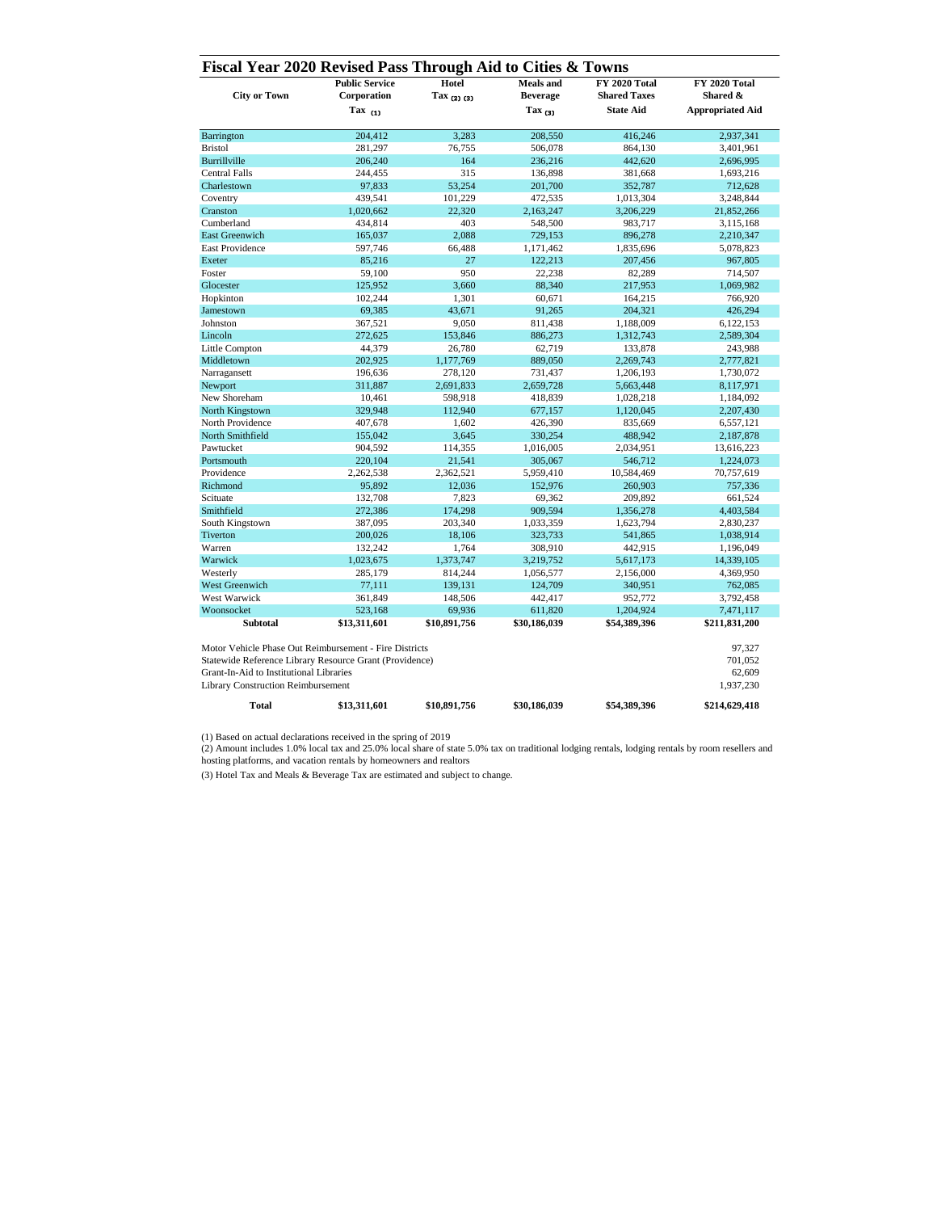## Fiscal Year 2020 Revised Pass Through Aid to Cities & Towns

| City or Town | Public Service Corporation Tax (1) | Hotel Tax (2) (3) | Meals and Beverage Tax (3) | FY 2020 Total Shared Taxes State Aid | FY 2020 Total Shared & Appropriated Aid |
|---|---|---|---|---|---|
| Barrington | 204,412 | 3,283 | 208,550 | 416,246 | 2,937,341 |
| Bristol | 281,297 | 76,755 | 506,078 | 864,130 | 3,401,961 |
| Burrillville | 206,240 | 164 | 236,216 | 442,620 | 2,696,995 |
| Central Falls | 244,455 | 315 | 136,898 | 381,668 | 1,693,216 |
| Charlestown | 97,833 | 53,254 | 201,700 | 352,787 | 712,628 |
| Coventry | 439,541 | 101,229 | 472,535 | 1,013,304 | 3,248,844 |
| Cranston | 1,020,662 | 22,320 | 2,163,247 | 3,206,229 | 21,852,266 |
| Cumberland | 434,814 | 403 | 548,500 | 983,717 | 3,115,168 |
| East Greenwich | 165,037 | 2,088 | 729,153 | 896,278 | 2,210,347 |
| East Providence | 597,746 | 66,488 | 1,171,462 | 1,835,696 | 5,078,823 |
| Exeter | 85,216 | 27 | 122,213 | 207,456 | 967,805 |
| Foster | 59,100 | 950 | 22,238 | 82,289 | 714,507 |
| Glocester | 125,952 | 3,660 | 88,340 | 217,953 | 1,069,982 |
| Hopkinton | 102,244 | 1,301 | 60,671 | 164,215 | 766,920 |
| Jamestown | 69,385 | 43,671 | 91,265 | 204,321 | 426,294 |
| Johnston | 367,521 | 9,050 | 811,438 | 1,188,009 | 6,122,153 |
| Lincoln | 272,625 | 153,846 | 886,273 | 1,312,743 | 2,589,304 |
| Little Compton | 44,379 | 26,780 | 62,719 | 133,878 | 243,988 |
| Middletown | 202,925 | 1,177,769 | 889,050 | 2,269,743 | 2,777,821 |
| Narragansett | 196,636 | 278,120 | 731,437 | 1,206,193 | 1,730,072 |
| Newport | 311,887 | 2,691,833 | 2,659,728 | 5,663,448 | 8,117,971 |
| New Shoreham | 10,461 | 598,918 | 418,839 | 1,028,218 | 1,184,092 |
| North Kingstown | 329,948 | 112,940 | 677,157 | 1,120,045 | 2,207,430 |
| North Providence | 407,678 | 1,602 | 426,390 | 835,669 | 6,557,121 |
| North Smithfield | 155,042 | 3,645 | 330,254 | 488,942 | 2,187,878 |
| Pawtucket | 904,592 | 114,355 | 1,016,005 | 2,034,951 | 13,616,223 |
| Portsmouth | 220,104 | 21,541 | 305,067 | 546,712 | 1,224,073 |
| Providence | 2,262,538 | 2,362,521 | 5,959,410 | 10,584,469 | 70,757,619 |
| Richmond | 95,892 | 12,036 | 152,976 | 260,903 | 757,336 |
| Scituate | 132,708 | 7,823 | 69,362 | 209,892 | 661,524 |
| Smithfield | 272,386 | 174,298 | 909,594 | 1,356,278 | 4,403,584 |
| South Kingstown | 387,095 | 203,340 | 1,033,359 | 1,623,794 | 2,830,237 |
| Tiverton | 200,026 | 18,106 | 323,733 | 541,865 | 1,038,914 |
| Warren | 132,242 | 1,764 | 308,910 | 442,915 | 1,196,049 |
| Warwick | 1,023,675 | 1,373,747 | 3,219,752 | 5,617,173 | 14,339,105 |
| Westerly | 285,179 | 814,244 | 1,056,577 | 2,156,000 | 4,369,950 |
| West Greenwich | 77,111 | 139,131 | 124,709 | 340,951 | 762,085 |
| West Warwick | 361,849 | 148,506 | 442,417 | 952,772 | 3,792,458 |
| Woonsocket | 523,168 | 69,936 | 611,820 | 1,204,924 | 7,471,117 |
| **Subtotal** | **$13,311,601** | **$10,891,756** | **$30,186,039** | **$54,389,396** | **$211,831,200** |
| Motor Vehicle Phase Out Reimbursement - Fire Districts | | | | | 97,327 |
| Statewide Reference Library Resource Grant (Providence) | | | | | 701,052 |
| Grant-In-Aid to Institutional Libraries | | | | | 62,609 |
| Library Construction Reimbursement | | | | | 1,937,230 |
| **Total** | **$13,311,601** | **$10,891,756** | **$30,186,039** | **$54,389,396** | **$214,629,418** |

(1) Based on actual declarations received in the spring of 2019

(2) Amount includes 1.0% local tax and 25.0% local share of state 5.0% tax on traditional lodging rentals, lodging rentals by room resellers and hosting platforms, and vacation rentals by homeowners and realtors

(3) Hotel Tax and Meals & Beverage Tax are estimated and subject to change.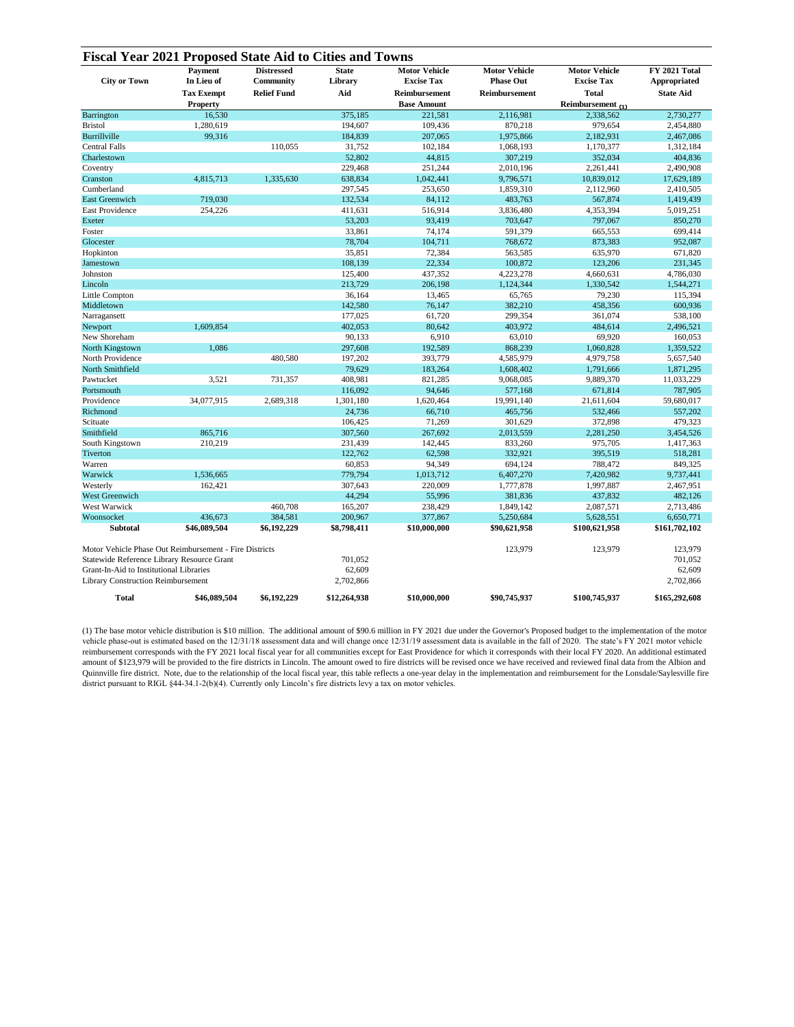# Fiscal Year 2021 Proposed State Aid to Cities and Towns

| City or Town | Payment In Lieu of Tax Exempt Property | Distressed Community Relief Fund | State Library Aid | Motor Vehicle Excise Tax Reimbursement Base Amount | Motor Vehicle Phase Out Reimbursement | Motor Vehicle Excise Tax Total Reimbursement (1) | FY 2021 Total Appropriated State Aid |
|---|---|---|---|---|---|---|---|
| Barrington | 16,530 | | 375,185 | 221,581 | 2,116,981 | 2,338,562 | 2,730,277 |
| Bristol | 1,280,619 | | 194,607 | 109,436 | 870,218 | 979,654 | 2,454,880 |
| Burrillville | 99,316 | | 184,839 | 207,065 | 1,975,866 | 2,182,931 | 2,467,086 |
| Central Falls | | 110,055 | 31,752 | 102,184 | 1,068,193 | 1,170,377 | 1,312,184 |
| Charlestown | | | 52,802 | 44,815 | 307,219 | 352,034 | 404,836 |
| Coventry | | | 229,468 | 251,244 | 2,010,196 | 2,261,441 | 2,490,908 |
| Cranston | 4,815,713 | 1,335,630 | 638,834 | 1,042,441 | 9,796,571 | 10,839,012 | 17,629,189 |
| Cumberland | | | 297,545 | 253,650 | 1,859,310 | 2,112,960 | 2,410,505 |
| East Greenwich | 719,030 | | 132,534 | 84,112 | 483,763 | 567,874 | 1,419,439 |
| East Providence | 254,226 | | 411,631 | 516,914 | 3,836,480 | 4,353,394 | 5,019,251 |
| Exeter | | | 53,203 | 93,419 | 703,647 | 797,067 | 850,270 |
| Foster | | | 33,861 | 74,174 | 591,379 | 665,553 | 699,414 |
| Glocester | | | 78,704 | 104,711 | 768,672 | 873,383 | 952,087 |
| Hopkinton | | | 35,851 | 72,384 | 563,585 | 635,970 | 671,820 |
| Jamestown | | | 108,139 | 22,334 | 100,872 | 123,206 | 231,345 |
| Johnston | | | 125,400 | 437,352 | 4,223,278 | 4,660,631 | 4,786,030 |
| Lincoln | | | 213,729 | 206,198 | 1,124,344 | 1,330,542 | 1,544,271 |
| Little Compton | | | 36,164 | 13,465 | 65,765 | 79,230 | 115,394 |
| Middletown | | | 142,580 | 76,147 | 382,210 | 458,356 | 600,936 |
| Narragansett | | | 177,025 | 61,720 | 299,354 | 361,074 | 538,100 |
| Newport | 1,609,854 | | 402,053 | 80,642 | 403,972 | 484,614 | 2,496,521 |
| New Shoreham | | | 90,133 | 6,910 | 63,010 | 69,920 | 160,053 |
| North Kingstown | 1,086 | | 297,608 | 192,589 | 868,239 | 1,060,828 | 1,359,522 |
| North Providence | | 480,580 | 197,202 | 393,779 | 4,585,979 | 4,979,758 | 5,657,540 |
| North Smithfield | | | 79,629 | 183,264 | 1,608,402 | 1,791,666 | 1,871,295 |
| Pawtucket | 3,521 | 731,357 | 408,981 | 821,285 | 9,068,085 | 9,889,370 | 11,033,229 |
| Portsmouth | | | 116,092 | 94,646 | 577,168 | 671,814 | 787,905 |
| Providence | 34,077,915 | 2,689,318 | 1,301,180 | 1,620,464 | 19,991,140 | 21,611,604 | 59,680,017 |
| Richmond | | | 24,736 | 66,710 | 465,756 | 532,466 | 557,202 |
| Scituate | | | 106,425 | 71,269 | 301,629 | 372,898 | 479,323 |
| Smithfield | 865,716 | | 307,560 | 267,692 | 2,013,559 | 2,281,250 | 3,454,526 |
| South Kingstown | 210,219 | | 231,439 | 142,445 | 833,260 | 975,705 | 1,417,363 |
| Tiverton | | | 122,762 | 62,598 | 332,921 | 395,519 | 518,281 |
| Warren | | | 60,853 | 94,349 | 694,124 | 788,472 | 849,325 |
| Warwick | 1,536,665 | | 779,794 | 1,013,712 | 6,407,270 | 7,420,982 | 9,737,441 |
| Westerly | 162,421 | | 307,643 | 220,009 | 1,777,878 | 1,997,887 | 2,467,951 |
| West Greenwich | | | 44,294 | 55,996 | 381,836 | 437,832 | 482,126 |
| West Warwick | | 460,708 | 165,207 | 238,429 | 1,849,142 | 2,087,571 | 2,713,486 |
| Woonsocket | 436,673 | 384,581 | 200,967 | 377,867 | 5,250,684 | 5,628,551 | 6,650,771 |
| **Subtotal** | **$46,089,504** | **$6,192,229** | **$8,798,411** | **$10,000,000** | **$90,621,958** | **$100,621,958** | **$161,702,102** |
| Motor Vehicle Phase Out Reimbursement - Fire Districts | | | | | 123,979 | 123,979 | 123,979 |
| Statewide Reference Library Resource Grant | | | 701,052 | | | | 701,052 |
| Grant-In-Aid to Institutional Libraries | | | 62,609 | | | | 62,609 |
| Library Construction Reimbursement | | | 2,702,866 | | | | 2,702,866 |
| **Total** | **$46,089,504** | **$6,192,229** | **$12,264,938** | **$10,000,000** | **$90,745,937** | **$100,745,937** | **$165,292,608** |

(1) The base motor vehicle distribution is $10 million. The additional amount of $90.6 million in FY 2021 due under the Governor's Proposed budget to the implementation of the motor vehicle phase-out is estimated based on the 12/31/18 assessment data and will change once 12/31/19 assessment data is available in the fall of 2020. The state's FY 2021 motor vehicle reimbursement corresponds with the FY 2021 local fiscal year for all communities except for East Providence for which it corresponds with their local FY 2020. An additional estimated amount of $123,979 will be provided to the fire districts in Lincoln. The amount owed to fire districts will be revised once we have received and reviewed final data from the Albion and Quinnville fire district. Note, due to the relationship of the local fiscal year, this table reflects a one-year delay in the implementation and reimbursement for the Lonsdale/Saylesville fire district pursuant to RIGL §44-34.1-2(b)(4). Currently only Lincoln's fire districts levy a tax on motor vehicles.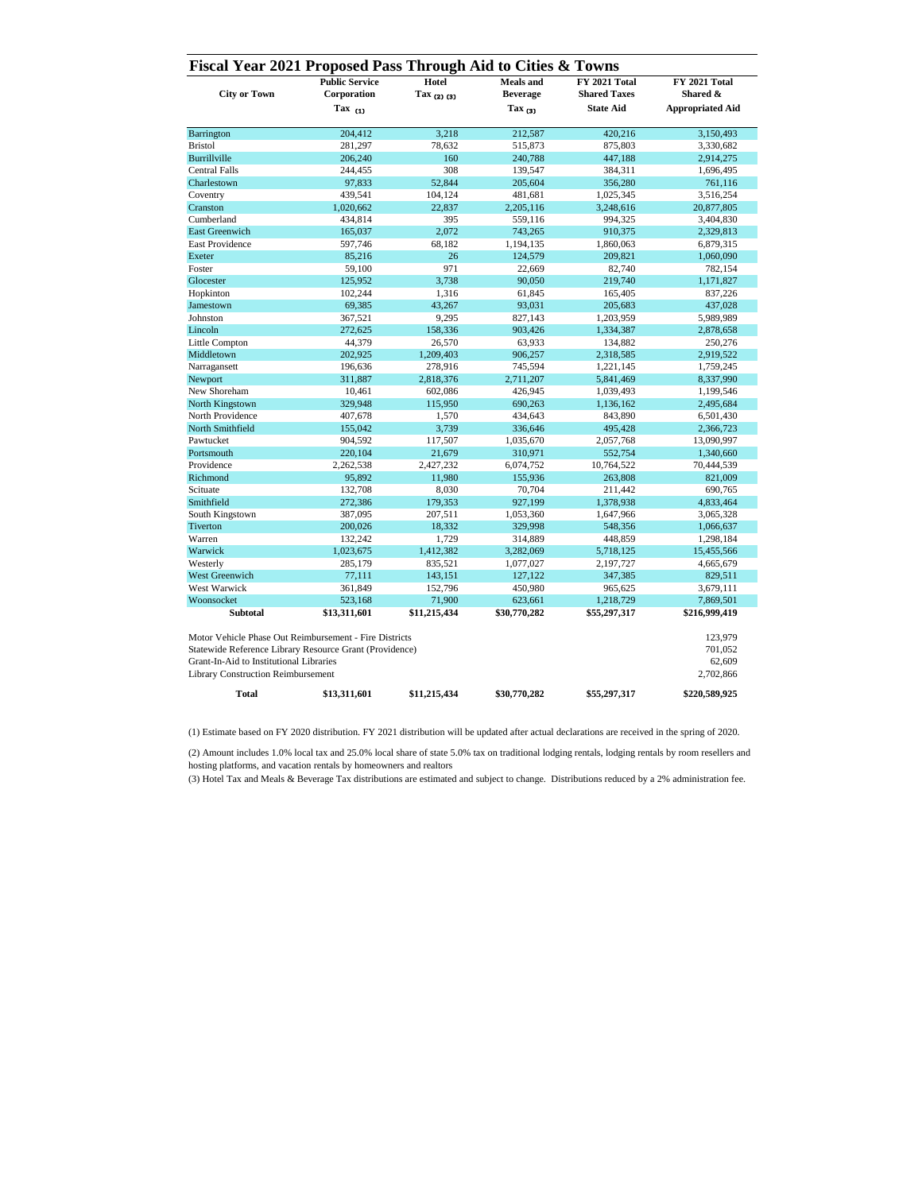## Fiscal Year 2021 Proposed Pass Through Aid to Cities & Towns

| City or Town | Public Service Corporation Tax (1) | Hotel Tax (2) (3) | Meals and Beverage Tax (3) | FY 2021 Total Shared Taxes State Aid | FY 2021 Total Shared & Appropriated Aid |
|---|---|---|---|---|---|
| Barrington | 204,412 | 3,218 | 212,587 | 420,216 | 3,150,493 |
| Bristol | 281,297 | 78,632 | 515,873 | 875,803 | 3,330,682 |
| Burrillville | 206,240 | 160 | 240,788 | 447,188 | 2,914,275 |
| Central Falls | 244,455 | 308 | 139,547 | 384,311 | 1,696,495 |
| Charlestown | 97,833 | 52,844 | 205,604 | 356,280 | 761,116 |
| Coventry | 439,541 | 104,124 | 481,681 | 1,025,345 | 3,516,254 |
| Cranston | 1,020,662 | 22,837 | 2,205,116 | 3,248,616 | 20,877,805 |
| Cumberland | 434,814 | 395 | 559,116 | 994,325 | 3,404,830 |
| East Greenwich | 165,037 | 2,072 | 743,265 | 910,375 | 2,329,813 |
| East Providence | 597,746 | 68,182 | 1,194,135 | 1,860,063 | 6,879,315 |
| Exeter | 85,216 | 26 | 124,579 | 209,821 | 1,060,090 |
| Foster | 59,100 | 971 | 22,669 | 82,740 | 782,154 |
| Glocester | 125,952 | 3,738 | 90,050 | 219,740 | 1,171,827 |
| Hopkinton | 102,244 | 1,316 | 61,845 | 165,405 | 837,226 |
| Jamestown | 69,385 | 43,267 | 93,031 | 205,683 | 437,028 |
| Johnston | 367,521 | 9,295 | 827,143 | 1,203,959 | 5,989,989 |
| Lincoln | 272,625 | 158,336 | 903,426 | 1,334,387 | 2,878,658 |
| Little Compton | 44,379 | 26,570 | 63,933 | 134,882 | 250,276 |
| Middletown | 202,925 | 1,209,403 | 906,257 | 2,318,585 | 2,919,522 |
| Narragansett | 196,636 | 278,916 | 745,594 | 1,221,145 | 1,759,245 |
| Newport | 311,887 | 2,818,376 | 2,711,207 | 5,841,469 | 8,337,990 |
| New Shoreham | 10,461 | 602,086 | 426,945 | 1,039,493 | 1,199,546 |
| North Kingstown | 329,948 | 115,950 | 690,263 | 1,136,162 | 2,495,684 |
| North Providence | 407,678 | 1,570 | 434,643 | 843,890 | 6,501,430 |
| North Smithfield | 155,042 | 3,739 | 336,646 | 495,428 | 2,366,723 |
| Pawtucket | 904,592 | 117,507 | 1,035,670 | 2,057,768 | 13,090,997 |
| Portsmouth | 220,104 | 21,679 | 310,971 | 552,754 | 1,340,660 |
| Providence | 2,262,538 | 2,427,232 | 6,074,752 | 10,764,522 | 70,444,539 |
| Richmond | 95,892 | 11,980 | 155,936 | 263,808 | 821,009 |
| Scituate | 132,708 | 8,030 | 70,704 | 211,442 | 690,765 |
| Smithfield | 272,386 | 179,353 | 927,199 | 1,378,938 | 4,833,464 |
| South Kingstown | 387,095 | 207,511 | 1,053,360 | 1,647,966 | 3,065,328 |
| Tiverton | 200,026 | 18,332 | 329,998 | 548,356 | 1,066,637 |
| Warren | 132,242 | 1,729 | 314,889 | 448,859 | 1,298,184 |
| Warwick | 1,023,675 | 1,412,382 | 3,282,069 | 5,718,125 | 15,455,566 |
| Westerly | 285,179 | 835,521 | 1,077,027 | 2,197,727 | 4,665,679 |
| West Greenwich | 77,111 | 143,151 | 127,122 | 347,385 | 829,511 |
| West Warwick | 361,849 | 152,796 | 450,980 | 965,625 | 3,679,111 |
| Woonsocket | 523,168 | 71,900 | 623,661 | 1,218,729 | 7,869,501 |
| **Subtotal** | **$13,311,601** | **$11,215,434** | **$30,770,282** | **$55,297,317** | **$216,999,419** |
| Motor Vehicle Phase Out Reimbursement - Fire Districts | | | | | 123,979 |
| Statewide Reference Library Resource Grant (Providence) | | | | | 701,052 |
| Grant-In-Aid to Institutional Libraries | | | | | 62,609 |
| Library Construction Reimbursement | | | | | 2,702,866 |
| **Total** | **$13,311,601** | **$11,215,434** | **$30,770,282** | **$55,297,317** | **$220,589,925** |

(1) Estimate based on FY 2020 distribution. FY 2021 distribution will be updated after actual declarations are received in the spring of 2020.

(2) Amount includes 1.0% local tax and 25.0% local share of state 5.0% tax on traditional lodging rentals, lodging rentals by room resellers and hosting platforms, and vacation rentals by homeowners and realtors

(3) Hotel Tax and Meals & Beverage Tax distributions are estimated and subject to change. Distributions reduced by a 2% administration fee.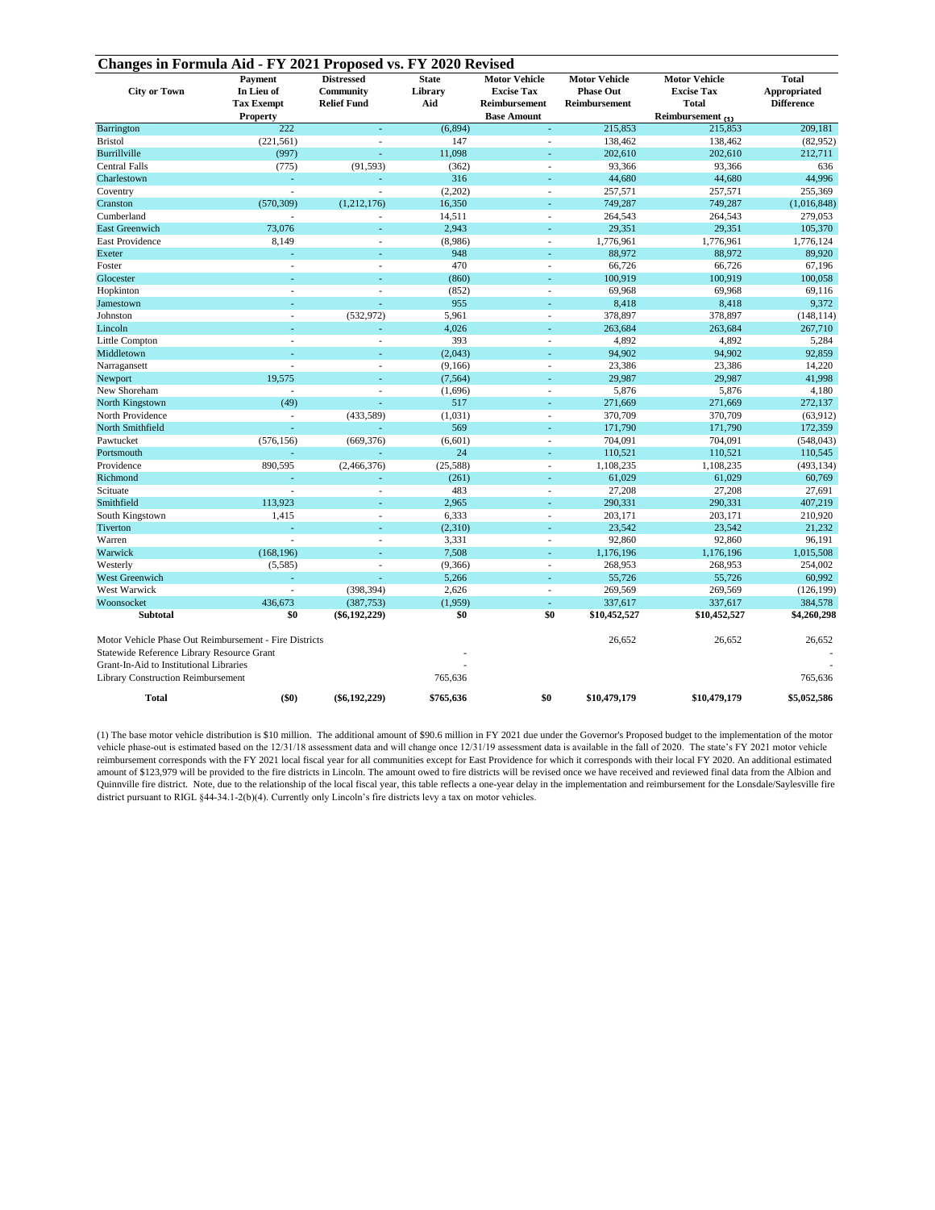## Changes in Formula Aid - FY 2021 Proposed vs. FY 2020 Revised

| City or Town | Payment In Lieu of Tax Exempt Property | Distressed Community Relief Fund | State Library Aid | Motor Vehicle Excise Tax Reimbursement Base Amount | Motor Vehicle Phase Out Reimbursement | Motor Vehicle Excise Tax Total Reimbursement (1) | Total Appropriated Difference |
|---|---|---|---|---|---|---|---|
| Barrington | 222 | - | (6,894) | - | 215,853 | 215,853 | 209,181 |
| Bristol | (221,561) | - | 147 | - | 138,462 | 138,462 | (82,952) |
| Burrillville | (997) | - | 11,098 | - | 202,610 | 202,610 | 212,711 |
| Central Falls | (775) | (91,593) | (362) | - | 93,366 | 93,366 | 636 |
| Charlestown | - | - | 316 | - | 44,680 | 44,680 | 44,996 |
| Coventry | - | - | (2,202) | - | 257,571 | 257,571 | 255,369 |
| Cranston | (570,309) | (1,212,176) | 16,350 | - | 749,287 | 749,287 | (1,016,848) |
| Cumberland | - | - | 14,511 | - | 264,543 | 264,543 | 279,053 |
| East Greenwich | 73,076 | - | 2,943 | - | 29,351 | 29,351 | 105,370 |
| East Providence | 8,149 | - | (8,986) | - | 1,776,961 | 1,776,961 | 1,776,124 |
| Exeter | - | - | 948 | - | 88,972 | 88,972 | 89,920 |
| Foster | - | - | 470 | - | 66,726 | 66,726 | 67,196 |
| Glocester | - | - | (860) | - | 100,919 | 100,919 | 100,058 |
| Hopkinton | - | - | (852) | - | 69,968 | 69,968 | 69,116 |
| Jamestown | - | - | 955 | - | 8,418 | 8,418 | 9,372 |
| Johnston | - | (532,972) | 5,961 | - | 378,897 | 378,897 | (148,114) |
| Lincoln | - | - | 4,026 | - | 263,684 | 263,684 | 267,710 |
| Little Compton | - | - | 393 | - | 4,892 | 4,892 | 5,284 |
| Middletown | - | - | (2,043) | - | 94,902 | 94,902 | 92,859 |
| Narragansett | - | - | (9,166) | - | 23,386 | 23,386 | 14,220 |
| Newport | 19,575 | - | (7,564) | - | 29,987 | 29,987 | 41,998 |
| New Shoreham | - | - | (1,696) | - | 5,876 | 5,876 | 4,180 |
| North Kingstown | (49) | - | 517 | - | 271,669 | 271,669 | 272,137 |
| North Providence | - | (433,589) | (1,031) | - | 370,709 | 370,709 | (63,912) |
| North Smithfield | - | - | 569 | - | 171,790 | 171,790 | 172,359 |
| Pawtucket | (576,156) | (669,376) | (6,601) | - | 704,091 | 704,091 | (548,043) |
| Portsmouth | - | - | 24 | - | 110,521 | 110,521 | 110,545 |
| Providence | 890,595 | (2,466,376) | (25,588) | - | 1,108,235 | 1,108,235 | (493,134) |
| Richmond | - | - | (261) | - | 61,029 | 61,029 | 60,769 |
| Scituate | - | - | 483 | - | 27,208 | 27,208 | 27,691 |
| Smithfield | 113,923 | - | 2,965 | - | 290,331 | 290,331 | 407,219 |
| South Kingstown | 1,415 | - | 6,333 | - | 203,171 | 203,171 | 210,920 |
| Tiverton | - | - | (2,310) | - | 23,542 | 23,542 | 21,232 |
| Warren | - | - | 3,331 | - | 92,860 | 92,860 | 96,191 |
| Warwick | (168,196) | - | 7,508 | - | 1,176,196 | 1,176,196 | 1,015,508 |
| Westerly | (5,585) | - | (9,366) | - | 268,953 | 268,953 | 254,002 |
| West Greenwich | - | - | 5,266 | - | 55,726 | 55,726 | 60,992 |
| West Warwick | - | (398,394) | 2,626 | - | 269,569 | 269,569 | (126,199) |
| Woonsocket | 436,673 | (387,753) | (1,959) | - | 337,617 | 337,617 | 384,578 |
| **Subtotal** | **$0** | **($6,192,229)** | **$0** | **$0** | **$10,452,527** | **$10,452,527** | **$4,260,298** |
| Motor Vehicle Phase Out Reimbursement - Fire Districts | | | | | 26,652 | 26,652 | 26,652 |
| Statewide Reference Library Resource Grant | | | - | | | | - |
| Grant-In-Aid to Institutional Libraries | | | - | | | | - |
| Library Construction Reimbursement | | | 765,636 | | | | 765,636 |
| **Total** | **($0)** | **($6,192,229)** | **$765,636** | **$0** | **$10,479,179** | **$10,479,179** | **$5,052,586** |

(1) The base motor vehicle distribution is $10 million. The additional amount of $90.6 million in FY 2021 due under the Governor's Proposed budget to the implementation of the motor vehicle phase-out is estimated based on the 12/31/18 assessment data and will change once 12/31/19 assessment data is available in the fall of 2020. The state's FY 2021 motor vehicle reimbursement corresponds with the FY 2021 local fiscal year for all communities except for East Providence for which it corresponds with their local FY 2020. An additional estimated amount of $123,979 will be provided to the fire districts in Lincoln. The amount owed to fire districts will be revised once we have received and reviewed final data from the Albion and Quinnville fire district. Note, due to the relationship of the local fiscal year, this table reflects a one-year delay in the implementation and reimbursement for the Lonsdale/Saylesville fire district pursuant to RIGL §44-34.1-2(b)(4). Currently only Lincoln's fire districts levy a tax on motor vehicles.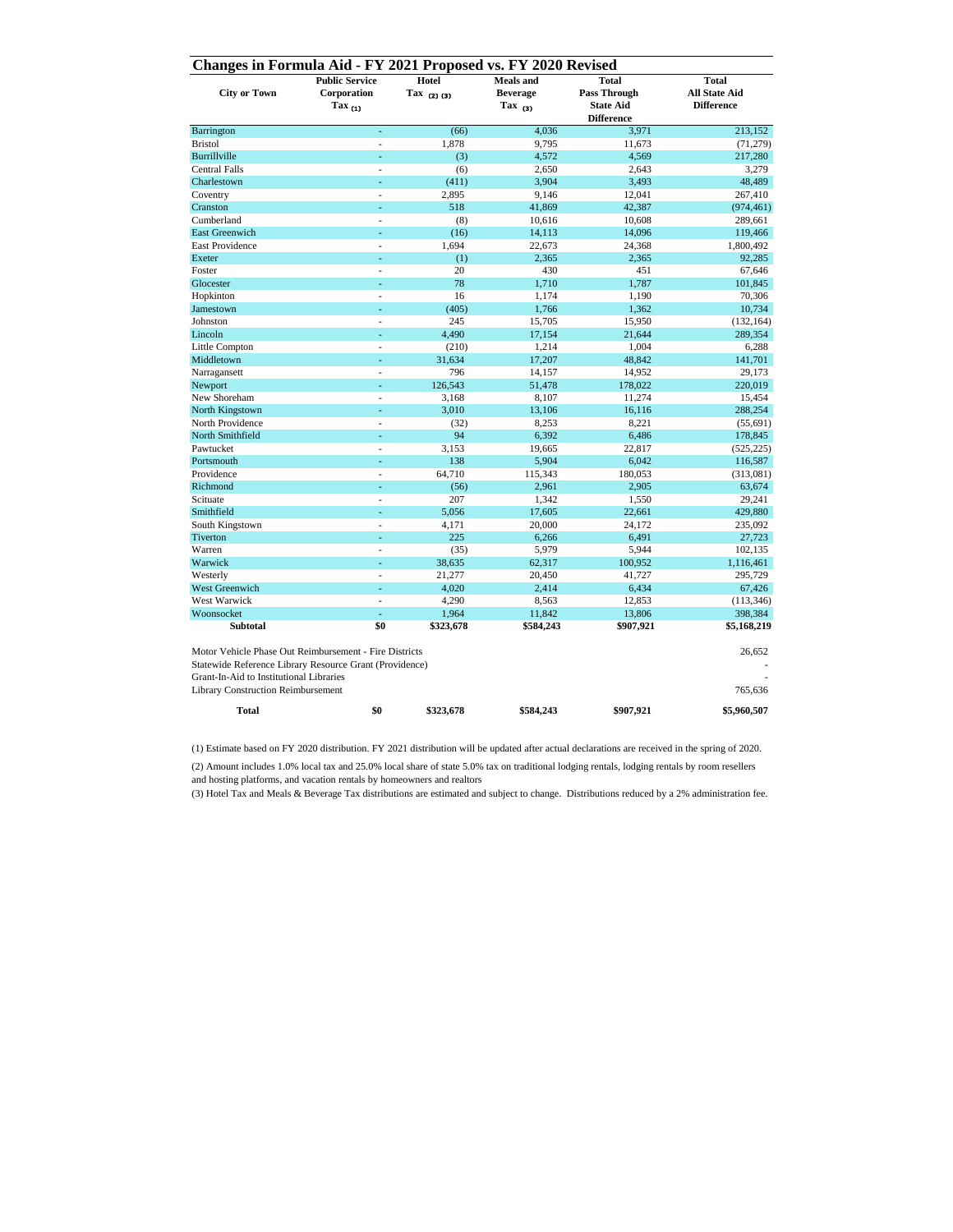## Changes in Formula Aid - FY 2021 Proposed vs. FY 2020 Revised

| City or Town | Public Service Corporation Tax (1) | Hotel Tax (2) (3) | Meals and Beverage Tax (3) | Total Pass Through State Aid Difference | Total All State Aid Difference |
|---|---|---|---|---|---|
| Barrington | - | (66) | 4,036 | 3,971 | 213,152 |
| Bristol | - | 1,878 | 9,795 | 11,673 | (71,279) |
| Burrillville | - | (3) | 4,572 | 4,569 | 217,280 |
| Central Falls | - | (6) | 2,650 | 2,643 | 3,279 |
| Charlestown | - | (411) | 3,904 | 3,493 | 48,489 |
| Coventry | - | 2,895 | 9,146 | 12,041 | 267,410 |
| Cranston | - | 518 | 41,869 | 42,387 | (974,461) |
| Cumberland | - | (8) | 10,616 | 10,608 | 289,661 |
| East Greenwich | - | (16) | 14,113 | 14,096 | 119,466 |
| East Providence | - | 1,694 | 22,673 | 24,368 | 1,800,492 |
| Exeter | - | (1) | 2,365 | 2,365 | 92,285 |
| Foster | - | 20 | 430 | 451 | 67,646 |
| Glocester | - | 78 | 1,710 | 1,787 | 101,845 |
| Hopkinton | - | 16 | 1,174 | 1,190 | 70,306 |
| Jamestown | - | (405) | 1,766 | 1,362 | 10,734 |
| Johnston | - | 245 | 15,705 | 15,950 | (132,164) |
| Lincoln | - | 4,490 | 17,154 | 21,644 | 289,354 |
| Little Compton | - | (210) | 1,214 | 1,004 | 6,288 |
| Middletown | - | 31,634 | 17,207 | 48,842 | 141,701 |
| Narragansett | - | 796 | 14,157 | 14,952 | 29,173 |
| Newport | - | 126,543 | 51,478 | 178,022 | 220,019 |
| New Shoreham | - | 3,168 | 8,107 | 11,274 | 15,454 |
| North Kingstown | - | 3,010 | 13,106 | 16,116 | 288,254 |
| North Providence | - | (32) | 8,253 | 8,221 | (55,691) |
| North Smithfield | - | 94 | 6,392 | 6,486 | 178,845 |
| Pawtucket | - | 3,153 | 19,665 | 22,817 | (525,225) |
| Portsmouth | - | 138 | 5,904 | 6,042 | 116,587 |
| Providence | - | 64,710 | 115,343 | 180,053 | (313,081) |
| Richmond | - | (56) | 2,961 | 2,905 | 63,674 |
| Scituate | - | 207 | 1,342 | 1,550 | 29,241 |
| Smithfield | - | 5,056 | 17,605 | 22,661 | 429,880 |
| South Kingstown | - | 4,171 | 20,000 | 24,172 | 235,092 |
| Tiverton | - | 225 | 6,266 | 6,491 | 27,723 |
| Warren | - | (35) | 5,979 | 5,944 | 102,135 |
| Warwick | - | 38,635 | 62,317 | 100,952 | 1,116,461 |
| Westerly | - | 21,277 | 20,450 | 41,727 | 295,729 |
| West Greenwich | - | 4,020 | 2,414 | 6,434 | 67,426 |
| West Warwick | - | 4,290 | 8,563 | 12,853 | (113,346) |
| Woonsocket | - | 1,964 | 11,842 | 13,806 | 398,384 |
| **Subtotal** | **$0** | **$323,678** | **$584,243** | **$907,921** | **$5,168,219** |
| Motor Vehicle Phase Out Reimbursement - Fire Districts | | | | | 26,652 |
| Statewide Reference Library Resource Grant (Providence) | | | | | - |
| Grant-In-Aid to Institutional Libraries | | | | | - |
| Library Construction Reimbursement | | | | | 765,636 |
| **Total** | **$0** | **$323,678** | **$584,243** | **$907,921** | **$5,960,507** |

(1) Estimate based on FY 2020 distribution. FY 2021 distribution will be updated after actual declarations are received in the spring of 2020.

(2) Amount includes 1.0% local tax and 25.0% local share of state 5.0% tax on traditional lodging rentals, lodging rentals by room resellers and hosting platforms, and vacation rentals by homeowners and realtors

(3) Hotel Tax and Meals & Beverage Tax distributions are estimated and subject to change. Distributions reduced by a 2% administration fee.